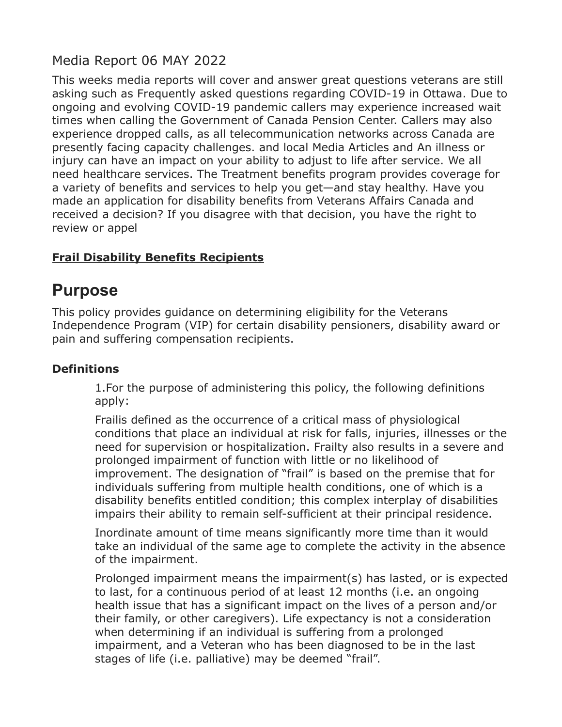Media Report 06 MAY 2022

This weeks media reports will cover and answer great questions veterans are still asking such as Frequently asked questions regarding COVID-19 in Ottawa. Due to ongoing and evolving COVID-19 pandemic callers may experience increased wait times when calling the Government of Canada Pension Center. Callers may also experience dropped calls, as all telecommunication networks across Canada are presently facing capacity challenges. and local Media Articles and An illness or injury can have an impact on your ability to adjust to life after service. We all need healthcare services. The Treatment benefits program provides coverage for a variety of benefits and services to help you get—and stay healthy. Have you made an application for disability benefits from Veterans Affairs Canada and received a decision? If you disagree with that decision, you have the right to review or appel

**Frail Disability Benefits Recipients**

# Purpose

This policy provides guidance on determining eligibility for the Veterans Independence Program (VIP) for certain disability pensioners, disability award or pain and suffering compensation recipients.

### Definitions

1.For the purpose of administering this policy, the following definitions apply:

Frailis defined as the occurrence of a critical mass of physiological conditions that place an individual at risk for falls, injuries, illnesses or the need for supervision or hospitalization. Frailty also results in a severe and prolonged impairment of function with little or no likelihood of improvement. The designation of "frail" is based on the premise that for individuals suffering from multiple health conditions, one of which is a disability benefits entitled condition; this complex interplay of disabilities impairs their ability to remain self-sufficient at their principal residence.

Inordinate amount of time means significantly more time than it would take an individual of the same age to complete the activity in the absence of the impairment.

Prolonged impairment means the impairment(s) has lasted, or is expected to last, for a continuous period of at least 12 months (i.e. an ongoing health issue that has a significant impact on the lives of a person and/or their family, or other caregivers). Life expectancy is not a consideration when determining if an individual is suffering from a prolonged impairment, and a Veteran who has been diagnosed to be in the last stages of life (i.e. palliative) may be deemed "frail".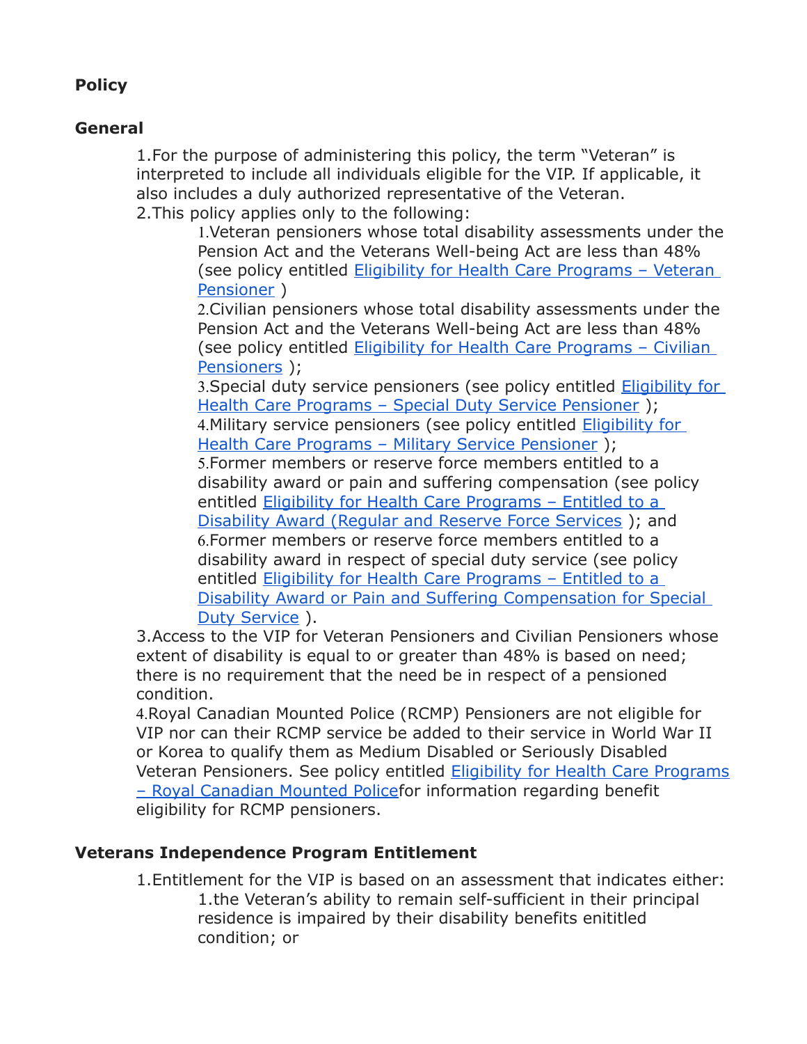## Policy

## General

1. For the purpose of administering this policy, the term "Veteran" is interpreted to include all individuals eligible for the VIP. If applicable, it also includes a duly authorized representative of the Veteran.
2. This policy applies only to the following:
    1. Veteran pensioners whose total disability assessments under the Pension Act and the Veterans Well-being Act are less than 48% (see policy entitled Eligibility for Health Care Programs – Veteran Pensioner )
    2. Civilian pensioners whose total disability assessments under the Pension Act and the Veterans Well-being Act are less than 48% (see policy entitled Eligibility for Health Care Programs – Civilian Pensioners );
    3. Special duty service pensioners (see policy entitled Eligibility for Health Care Programs – Special Duty Service Pensioner );
    4. Military service pensioners (see policy entitled Eligibility for Health Care Programs – Military Service Pensioner );
    5. Former members or reserve force members entitled to a disability award or pain and suffering compensation (see policy entitled Eligibility for Health Care Programs – Entitled to a Disability Award (Regular and Reserve Force Services ); and
    6. Former members or reserve force members entitled to a disability award in respect of special duty service (see policy entitled Eligibility for Health Care Programs – Entitled to a Disability Award or Pain and Suffering Compensation for Special Duty Service ).
3. Access to the VIP for Veteran Pensioners and Civilian Pensioners whose extent of disability is equal to or greater than 48% is based on need; there is no requirement that the need be in respect of a pensioned condition.
4. Royal Canadian Mounted Police (RCMP) Pensioners are not eligible for VIP nor can their RCMP service be added to their service in World War II or Korea to qualify them as Medium Disabled or Seriously Disabled Veteran Pensioners. See policy entitled Eligibility for Health Care Programs – Royal Canadian Mounted Policefor information regarding benefit eligibility for RCMP pensioners.

## Veterans Independence Program Entitlement

1. Entitlement for the VIP is based on an assessment that indicates either:
    1. the Veteran's ability to remain self-sufficient in their principal residence is impaired by their disability benefits enititled condition; or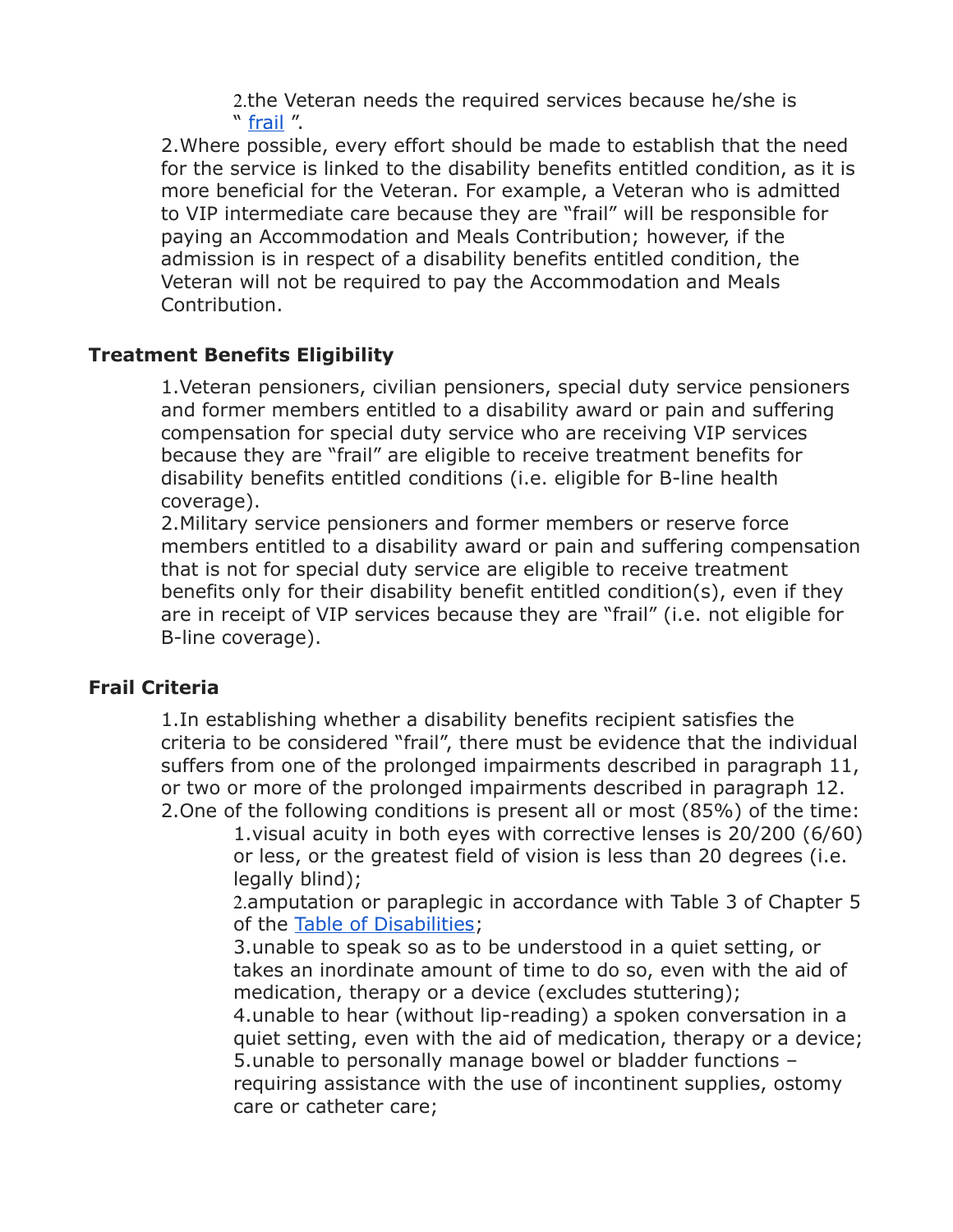2. the Veteran needs the required services because he/she is " [frail](#) ".
2. Where possible, every effort should be made to establish that the need for the service is linked to the disability benefits entitled condition, as it is more beneficial for the Veteran. For example, a Veteran who is admitted to VIP intermediate care because they are "frail" will be responsible for paying an Accommodation and Meals Contribution; however, if the admission is in respect of a disability benefits entitled condition, the Veteran will not be required to pay the Accommodation and Meals Contribution.

### Treatment Benefits Eligibility

1. Veteran pensioners, civilian pensioners, special duty service pensioners and former members entitled to a disability award or pain and suffering compensation for special duty service who are receiving VIP services because they are "frail" are eligible to receive treatment benefits for disability benefits entitled conditions (i.e. eligible for B-line health coverage).
2. Military service pensioners and former members or reserve force members entitled to a disability award or pain and suffering compensation that is not for special duty service are eligible to receive treatment benefits only for their disability benefit entitled condition(s), even if they are in receipt of VIP services because they are "frail" (i.e. not eligible for B-line coverage).

### Frail Criteria

1. In establishing whether a disability benefits recipient satisfies the criteria to be considered "frail", there must be evidence that the individual suffers from one of the prolonged impairments described in paragraph 11, or two or more of the prolonged impairments described in paragraph 12.
2. One of the following conditions is present all or most (85%) of the time:
   1. visual acuity in both eyes with corrective lenses is 20/200 (6/60) or less, or the greatest field of vision is less than 20 degrees (i.e. legally blind);
   2. amputation or paraplegic in accordance with Table 3 of Chapter 5 of the [Table of Disabilities](#);
   3. unable to speak so as to be understood in a quiet setting, or takes an inordinate amount of time to do so, even with the aid of medication, therapy or a device (excludes stuttering);
   4. unable to hear (without lip-reading) a spoken conversation in a quiet setting, even with the aid of medication, therapy or a device;
   5. unable to personally manage bowel or bladder functions – requiring assistance with the use of incontinent supplies, ostomy care or catheter care;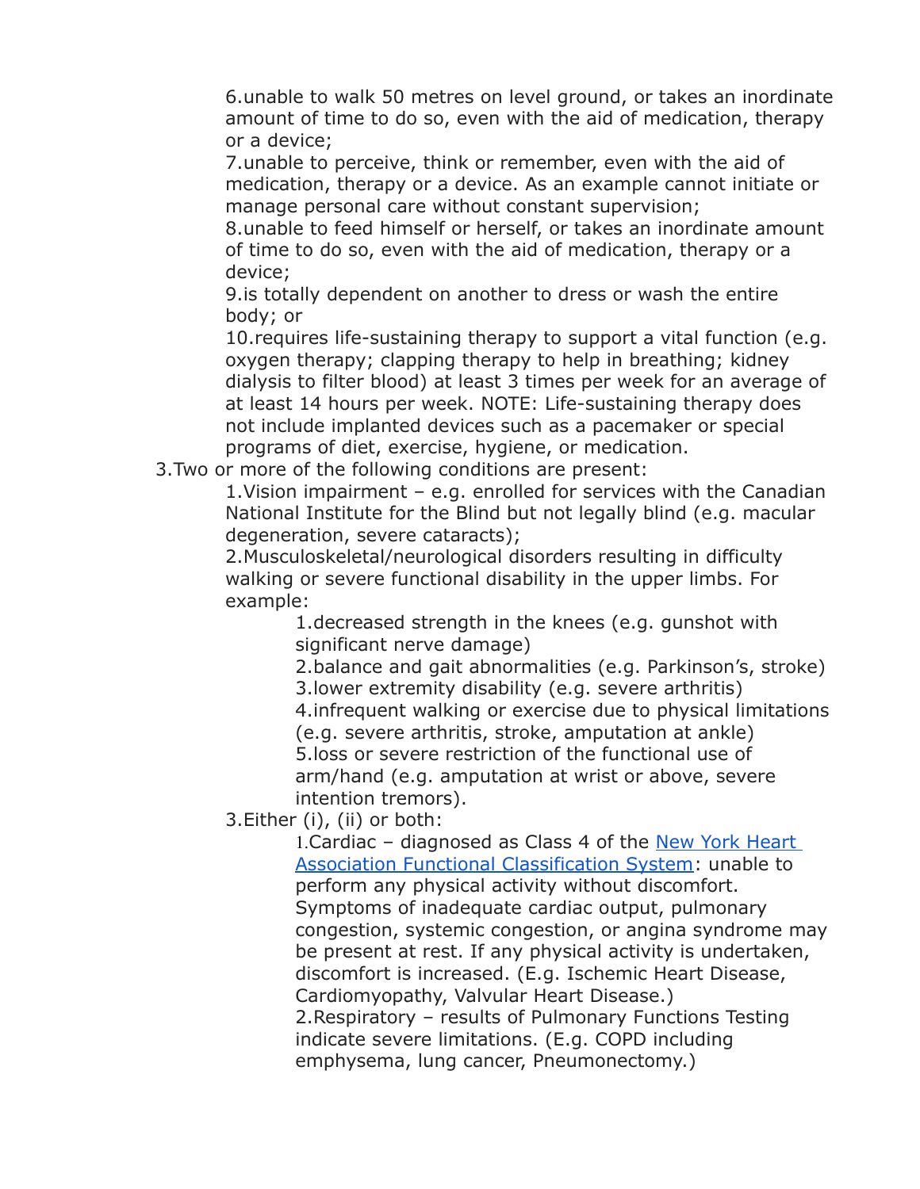6. unable to walk 50 metres on level ground, or takes an inordinate amount of time to do so, even with the aid of medication, therapy or a device;
7. unable to perceive, think or remember, even with the aid of medication, therapy or a device. As an example cannot initiate or manage personal care without constant supervision;
8. unable to feed himself or herself, or takes an inordinate amount of time to do so, even with the aid of medication, therapy or a device;
9. is totally dependent on another to dress or wash the entire body; or
10. requires life-sustaining therapy to support a vital function (e.g. oxygen therapy; clapping therapy to help in breathing; kidney dialysis to filter blood) at least 3 times per week for an average of at least 14 hours per week. NOTE: Life-sustaining therapy does not include implanted devices such as a pacemaker or special programs of diet, exercise, hygiene, or medication.

3. Two or more of the following conditions are present:
    1. Vision impairment – e.g. enrolled for services with the Canadian National Institute for the Blind but not legally blind (e.g. macular degeneration, severe cataracts);
    2. Musculoskeletal/neurological disorders resulting in difficulty walking or severe functional disability in the upper limbs. For example:
        1. decreased strength in the knees (e.g. gunshot with significant nerve damage)
        2. balance and gait abnormalities (e.g. Parkinson's, stroke)
        3. lower extremity disability (e.g. severe arthritis)
        4. infrequent walking or exercise due to physical limitations (e.g. severe arthritis, stroke, amputation at ankle)
        5. loss or severe restriction of the functional use of arm/hand (e.g. amputation at wrist or above, severe intention tremors).
    3. Either (i), (ii) or both:
        1. Cardiac – diagnosed as Class 4 of the [New York Heart Association Functional Classification System]: unable to perform any physical activity without discomfort. Symptoms of inadequate cardiac output, pulmonary congestion, systemic congestion, or angina syndrome may be present at rest. If any physical activity is undertaken, discomfort is increased. (E.g. Ischemic Heart Disease, Cardiomyopathy, Valvular Heart Disease.)
        2. Respiratory – results of Pulmonary Functions Testing indicate severe limitations. (E.g. COPD including emphysema, lung cancer, Pneumonectomy.)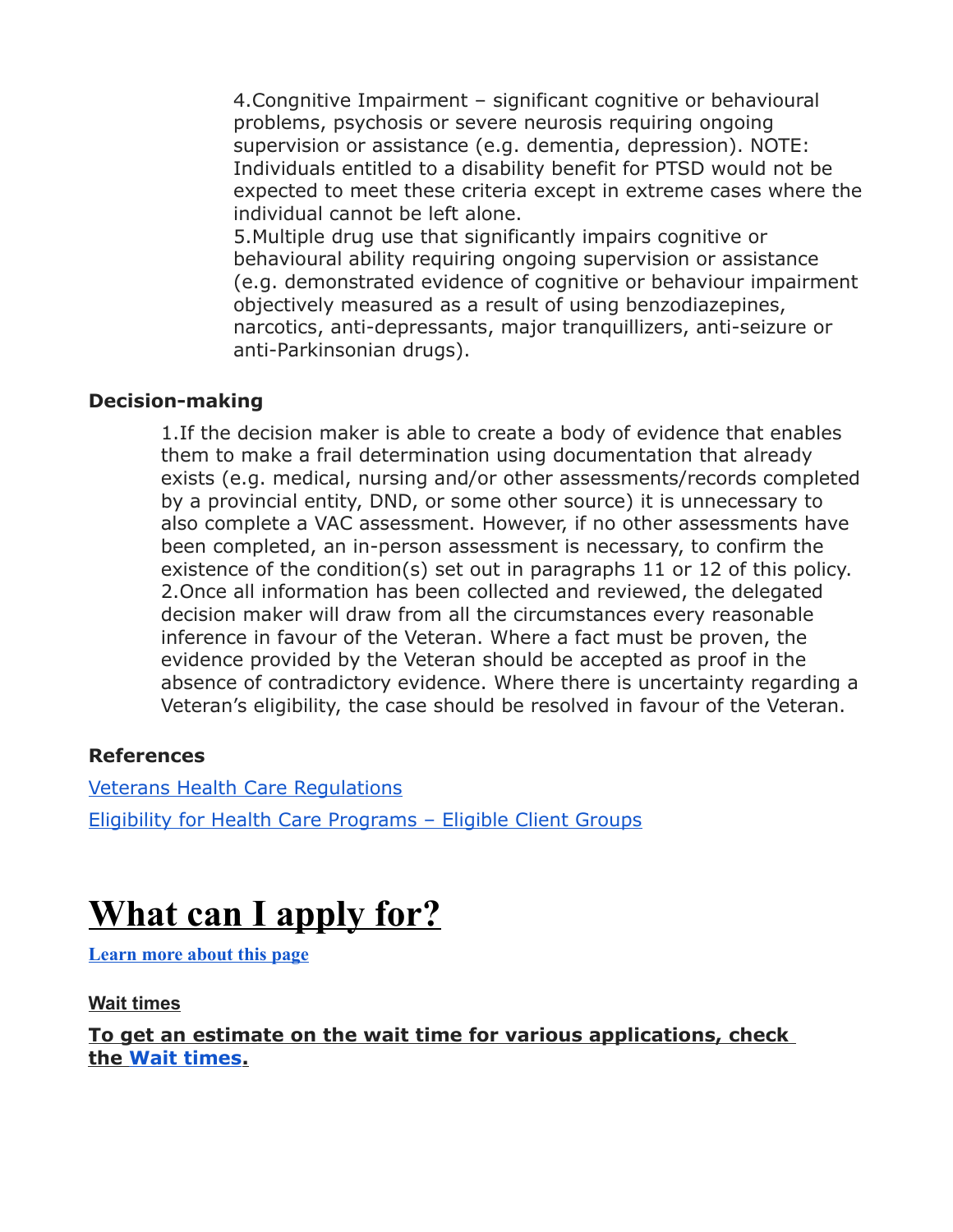4. Congnitive Impairment – significant cognitive or behavioural problems, psychosis or severe neurosis requiring ongoing supervision or assistance (e.g. dementia, depression). NOTE: Individuals entitled to a disability benefit for PTSD would not be expected to meet these criteria except in extreme cases where the individual cannot be left alone.
5. Multiple drug use that significantly impairs cognitive or behavioural ability requiring ongoing supervision or assistance (e.g. demonstrated evidence of cognitive or behaviour impairment objectively measured as a result of using benzodiazepines, narcotics, anti-depressants, major tranquillizers, anti-seizure or anti-Parkinsonian drugs).

### Decision-making

1. If the decision maker is able to create a body of evidence that enables them to make a frail determination using documentation that already exists (e.g. medical, nursing and/or other assessments/records completed by a provincial entity, DND, or some other source) it is unnecessary to also complete a VAC assessment. However, if no other assessments have been completed, an in-person assessment is necessary, to confirm the existence of the condition(s) set out in paragraphs 11 or 12 of this policy.
2. Once all information has been collected and reviewed, the delegated decision maker will draw from all the circumstances every reasonable inference in favour of the Veteran. Where a fact must be proven, the evidence provided by the Veteran should be accepted as proof in the absence of contradictory evidence. Where there is uncertainty regarding a Veteran's eligibility, the case should be resolved in favour of the Veteran.

### References

[Veterans Health Care Regulations](#)

[Eligibility for Health Care Programs – Eligible Client Groups](#)

# What can I apply for?

[Learn more about this page](#)

#### Wait times

**To get an estimate on the wait time for various applications, check the [Wait times](#).**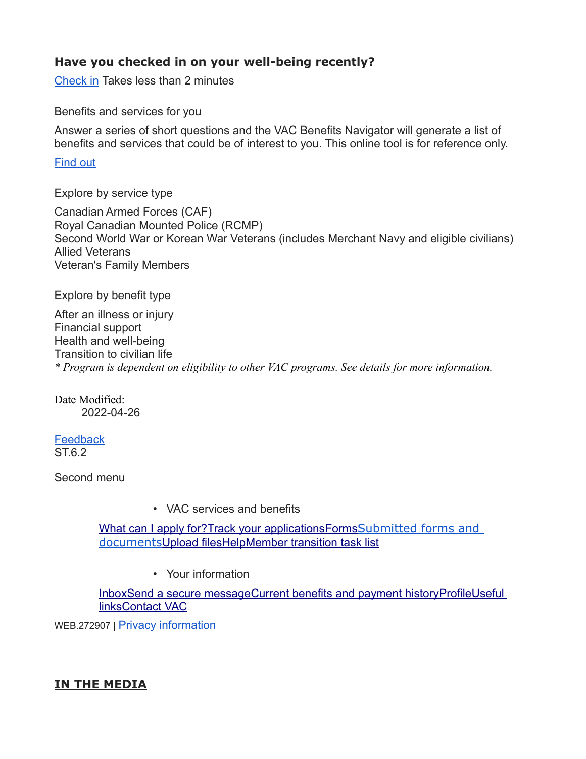## **Have you checked in on your well-being recently?**

Check in Takes less than 2 minutes

Benefits and services for you

Answer a series of short questions and the VAC Benefits Navigator will generate a list of benefits and services that could be of interest to you. This online tool is for reference only.

Find out

Explore by service type

Canadian Armed Forces (CAF)
Royal Canadian Mounted Police (RCMP)
Second World War or Korean War Veterans (includes Merchant Navy and eligible civilians)
Allied Veterans
Veteran's Family Members

Explore by benefit type

After an illness or injury
Financial support
Health and well-being
Transition to civilian life
*\* Program is dependent on eligibility to other VAC programs. See details for more information.*

Date Modified:
2022-04-26

Feedback
ST.6.2

Second menu

- VAC services and benefits

What can I apply for?Track your applicationsFormsSubmitted forms and documentsUpload filesHelpMember transition task list

- Your information

InboxSend a secure messageCurrent benefits and payment historyProfileUseful linksContact VAC

WEB.272907 | Privacy information

## **IN THE MEDIA**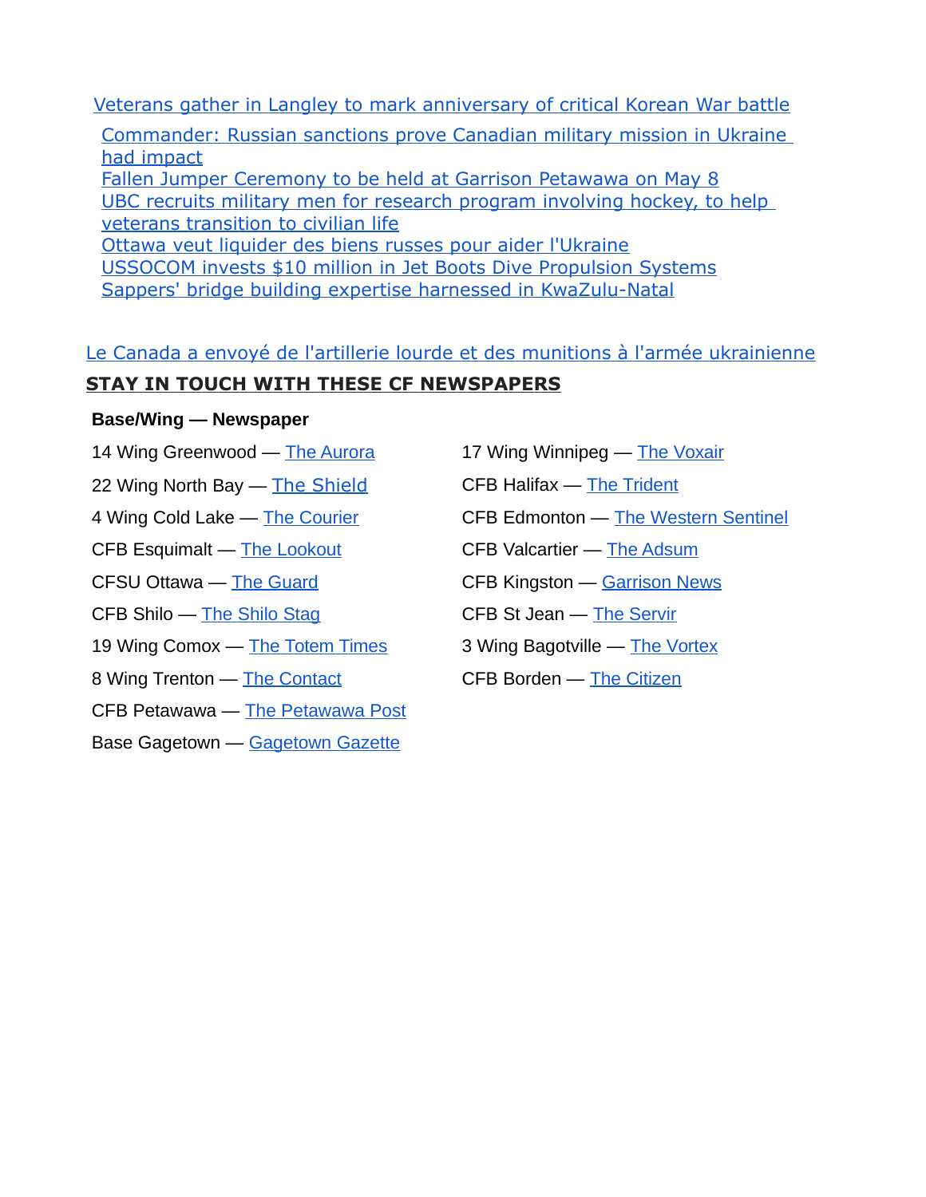Veterans gather in Langley to mark anniversary of critical Korean War battle

Commander: Russian sanctions prove Canadian military mission in Ukraine had impact
Fallen Jumper Ceremony to be held at Garrison Petawawa on May 8
UBC recruits military men for research program involving hockey, to help veterans transition to civilian life
Ottawa veut liquider des biens russes pour aider l'Ukraine
USSOCOM invests $10 million in Jet Boots Dive Propulsion Systems
Sappers' bridge building expertise harnessed in KwaZulu-Natal

Le Canada a envoyé de l'artillerie lourde et des munitions à l'armée ukrainienne

## STAY IN TOUCH WITH THESE CF NEWSPAPERS

**Base/Wing — Newspaper**

14 Wing Greenwood — The Aurora

22 Wing North Bay — The Shield

4 Wing Cold Lake — The Courier

CFB Esquimalt — The Lookout

CFSU Ottawa — The Guard

CFB Shilo — The Shilo Stag

19 Wing Comox — The Totem Times

8 Wing Trenton — The Contact

CFB Petawawa — The Petawawa Post

Base Gagetown — Gagetown Gazette

17 Wing Winnipeg — The Voxair

CFB Halifax — The Trident

CFB Edmonton — The Western Sentinel

CFB Valcartier — The Adsum

CFB Kingston — Garrison News

CFB St Jean — The Servir

3 Wing Bagotville — The Vortex

CFB Borden — The Citizen